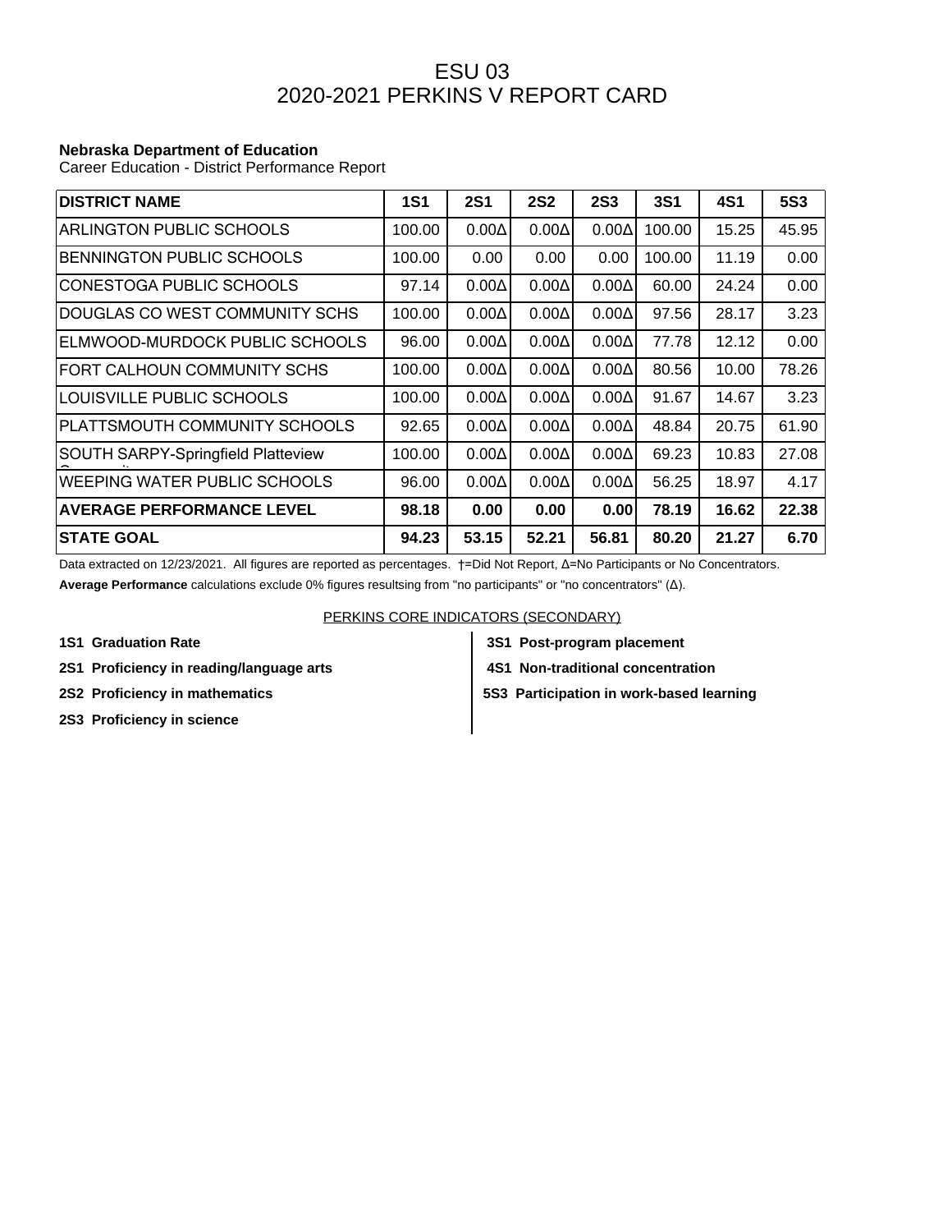# ESU 03
# 2020-2021 PERKINS V REPORT CARD

**Nebraska Department of Education**
Career Education - District Performance Report

| DISTRICT NAME | 1S1 | 2S1 | 2S2 | 2S3 | 3S1 | 4S1 | 5S3 |
|---|---|---|---|---|---|---|---|
| ARLINGTON PUBLIC SCHOOLS | 100.00 | 0.00Δ | 0.00Δ | 0.00Δ | 100.00 | 15.25 | 45.95 |
| BENNINGTON PUBLIC SCHOOLS | 100.00 | 0.00 | 0.00 | 0.00 | 100.00 | 11.19 | 0.00 |
| CONESTOGA PUBLIC SCHOOLS | 97.14 | 0.00Δ | 0.00Δ | 0.00Δ | 60.00 | 24.24 | 0.00 |
| DOUGLAS CO WEST COMMUNITY SCHS | 100.00 | 0.00Δ | 0.00Δ | 0.00Δ | 97.56 | 28.17 | 3.23 |
| ELMWOOD-MURDOCK PUBLIC SCHOOLS | 96.00 | 0.00Δ | 0.00Δ | 0.00Δ | 77.78 | 12.12 | 0.00 |
| FORT CALHOUN COMMUNITY SCHS | 100.00 | 0.00Δ | 0.00Δ | 0.00Δ | 80.56 | 10.00 | 78.26 |
| LOUISVILLE PUBLIC SCHOOLS | 100.00 | 0.00Δ | 0.00Δ | 0.00Δ | 91.67 | 14.67 | 3.23 |
| PLATTSMOUTH COMMUNITY SCHOOLS | 92.65 | 0.00Δ | 0.00Δ | 0.00Δ | 48.84 | 20.75 | 61.90 |
| SOUTH SARPY-Springfield Platteview Community | 100.00 | 0.00Δ | 0.00Δ | 0.00Δ | 69.23 | 10.83 | 27.08 |
| WEEPING WATER PUBLIC SCHOOLS | 96.00 | 0.00Δ | 0.00Δ | 0.00Δ | 56.25 | 18.97 | 4.17 |
| **AVERAGE PERFORMANCE LEVEL** | **98.18** | **0.00** | **0.00** | **0.00** | **78.19** | **16.62** | **22.38** |
| **STATE GOAL** | **94.23** | **53.15** | **52.21** | **56.81** | **80.20** | **21.27** | **6.70** |

Data extracted on 12/23/2021. All figures are reported as percentages. †=Did Not Report, Δ=No Participants or No Concentrators.

**Average Performance** calculations exclude 0% figures resultsing from "no participants" or "no concentrators" (Δ).

PERKINS CORE INDICATORS (SECONDARY)

- **1S1 Graduation Rate**
- **2S1 Proficiency in reading/language arts**
- **2S2 Proficiency in mathematics**
- **2S3 Proficiency in science**
- **3S1 Post-program placement**
- **4S1 Non-traditional concentration**
- **5S3 Participation in work-based learning**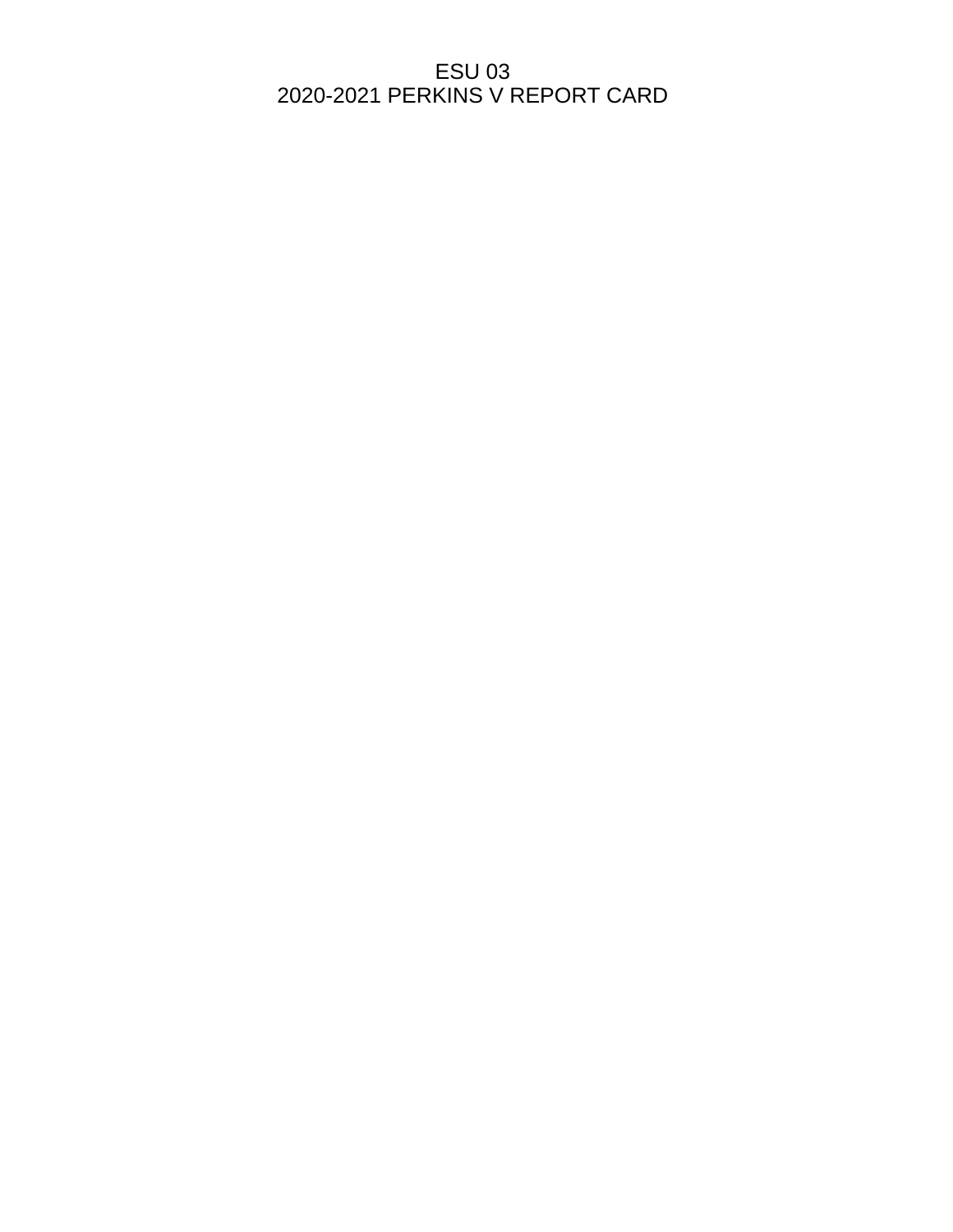# ESU 03
# 2020-2021 PERKINS V REPORT CARD